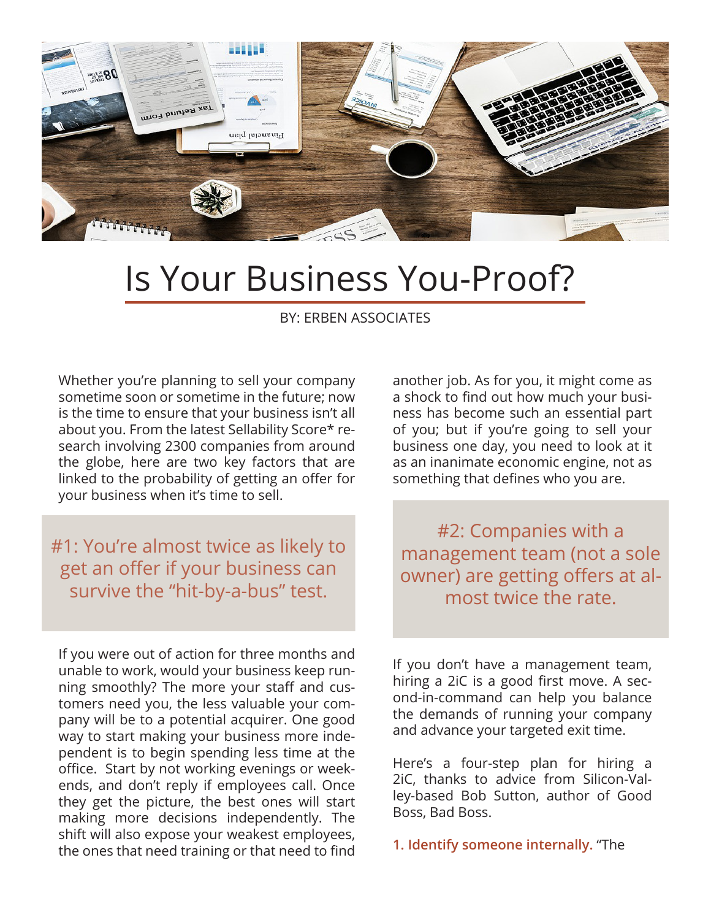# Is Your Business You-Proof?

BY: ERBEN ASSOCIATES

Whether you're planning to sell your company sometime soon or sometime in the future; now is the time to ensure that your business isn't all about you. From the latest Sellability Score* research involving 2300 companies from around the globe, here are two key factors that are linked to the probability of getting an offer for your business when it's time to sell.

## #1: You're almost twice as likely to get an offer if your business can survive the "hit-by-a-bus" test.

If you were out of action for three months and unable to work, would your business keep running smoothly? The more your staff and customers need you, the less valuable your company will be to a potential acquirer. One good way to start making your business more independent is to begin spending less time at the office. Start by not working evenings or weekends, and don't reply if employees call. Once they get the picture, the best ones will start making more decisions independently. The shift will also expose your weakest employees, the ones that need training or that need to find another job. As for you, it might come as a shock to find out how much your business has become such an essential part of you; but if you're going to sell your business one day, you need to look at it as an inanimate economic engine, not as something that defines who you are.

## #2: Companies with a management team (not a sole owner) are getting offers at almost twice the rate.

If you don't have a management team, hiring a 2iC is a good first move. A second-in-command can help you balance the demands of running your company and advance your targeted exit time.

Here's a four-step plan for hiring a 2iC, thanks to advice from Silicon-Valley-based Bob Sutton, author of Good Boss, Bad Boss.

**1. Identify someone internally.** "The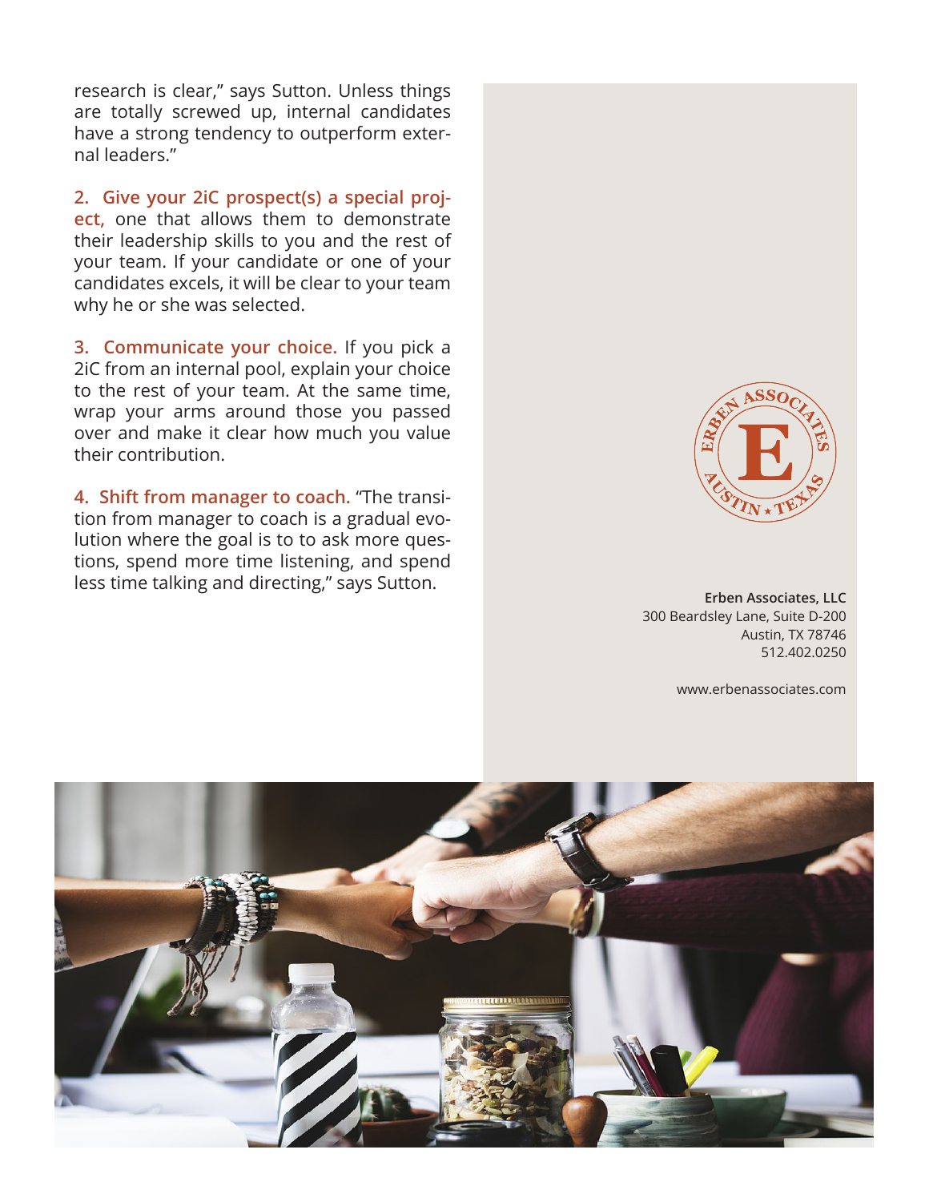research is clear," says Sutton. Unless things are totally screwed up, internal candidates have a strong tendency to outperform external leaders."

**2. Give your 2iC prospect(s) a special project,** one that allows them to demonstrate their leadership skills to you and the rest of your team. If your candidate or one of your candidates excels, it will be clear to your team why he or she was selected.

**3. Communicate your choice.** If you pick a 2iC from an internal pool, explain your choice to the rest of your team. At the same time, wrap your arms around those you passed over and make it clear how much you value their contribution.

**4. Shift from manager to coach.** "The transition from manager to coach is a gradual evolution where the goal is to to ask more questions, spend more time listening, and spend less time talking and directing," says Sutton.

**Erben Associates, LLC**
300 Beardsley Lane, Suite D-200
Austin, TX 78746
512.402.0250

www.erbenassociates.com